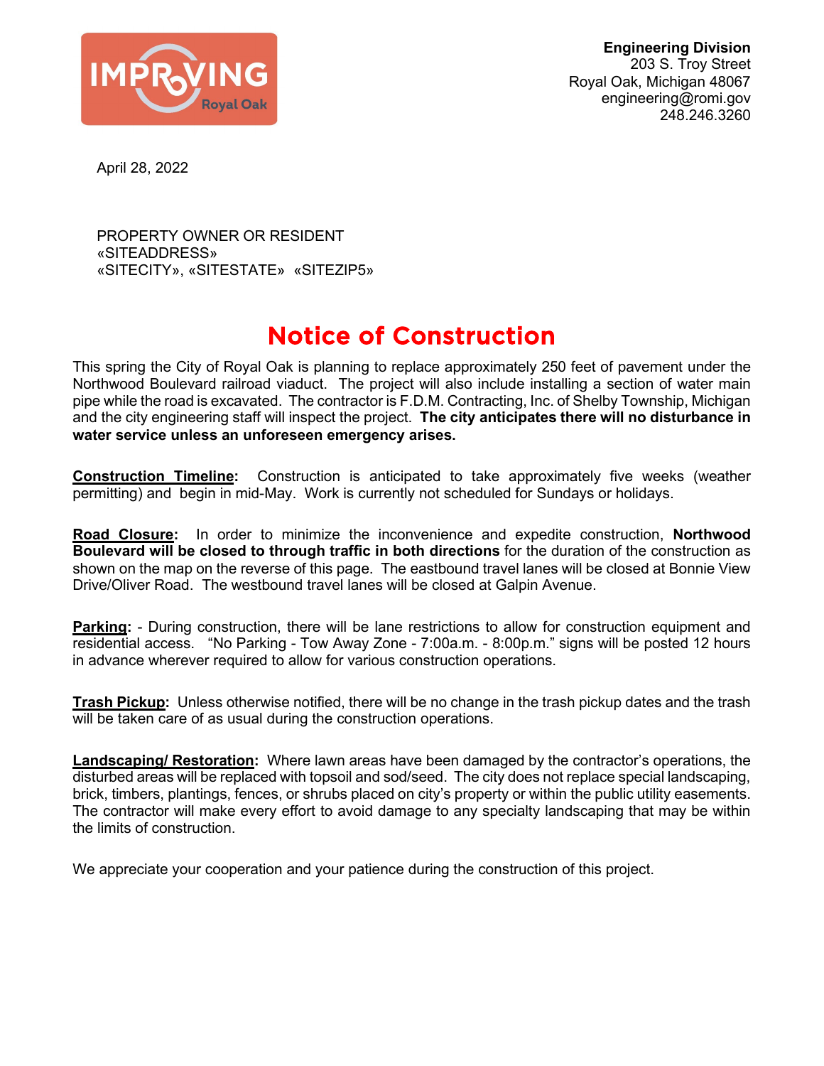IMPROVING Royal Oak

**Engineering Division**
203 S. Troy Street
Royal Oak, Michigan 48067
engineering@romi.gov
248.246.3260

April 28, 2022

PROPERTY OWNER OR RESIDENT
«SITEADDRESS»
«SITECITY», «SITESTATE» «SITEZIP5»

# Notice of Construction

This spring the City of Royal Oak is planning to replace approximately 250 feet of pavement under the Northwood Boulevard railroad viaduct. The project will also include installing a section of water main pipe while the road is excavated. The contractor is F.D.M. Contracting, Inc. of Shelby Township, Michigan and the city engineering staff will inspect the project. **The city anticipates there will no disturbance in water service unless an unforeseen emergency arises.**

**Construction Timeline:** Construction is anticipated to take approximately five weeks (weather permitting) and begin in mid-May. Work is currently not scheduled for Sundays or holidays.

**Road Closure:** In order to minimize the inconvenience and expedite construction, **Northwood Boulevard will be closed to through traffic in both directions** for the duration of the construction as shown on the map on the reverse of this page. The eastbound travel lanes will be closed at Bonnie View Drive/Oliver Road. The westbound travel lanes will be closed at Galpin Avenue.

**Parking:** - During construction, there will be lane restrictions to allow for construction equipment and residential access. "No Parking - Tow Away Zone - 7:00a.m. - 8:00p.m." signs will be posted 12 hours in advance wherever required to allow for various construction operations.

**Trash Pickup:** Unless otherwise notified, there will be no change in the trash pickup dates and the trash will be taken care of as usual during the construction operations.

**Landscaping/ Restoration:** Where lawn areas have been damaged by the contractor's operations, the disturbed areas will be replaced with topsoil and sod/seed. The city does not replace special landscaping, brick, timbers, plantings, fences, or shrubs placed on city's property or within the public utility easements. The contractor will make every effort to avoid damage to any specialty landscaping that may be within the limits of construction.

We appreciate your cooperation and your patience during the construction of this project.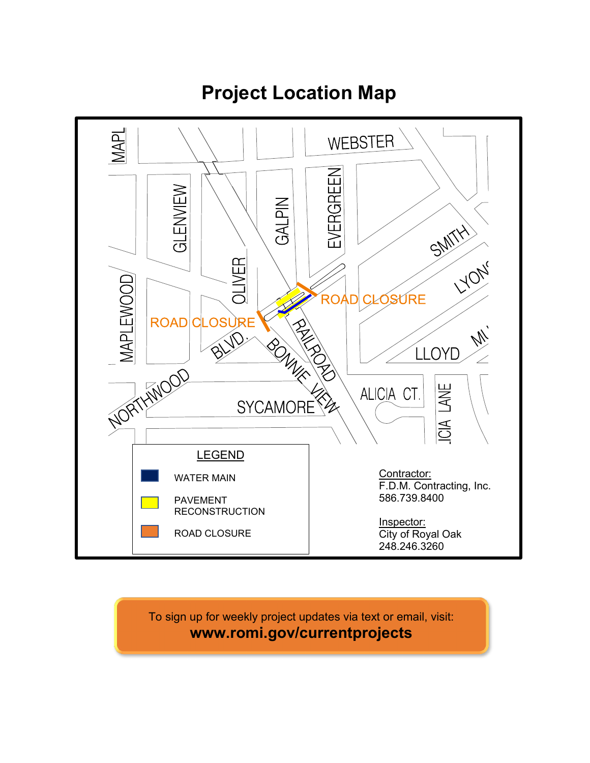# Project Location Map

LEGEND

WATER MAIN

PAVEMENT RECONSTRUCTION

ROAD CLOSURE

Contractor:
F.D.M. Contracting, Inc.
586.739.8400

Inspector:
City of Royal Oak
248.246.3260

To sign up for weekly project updates via text or email, visit:
**www.romi.gov/currentprojects**